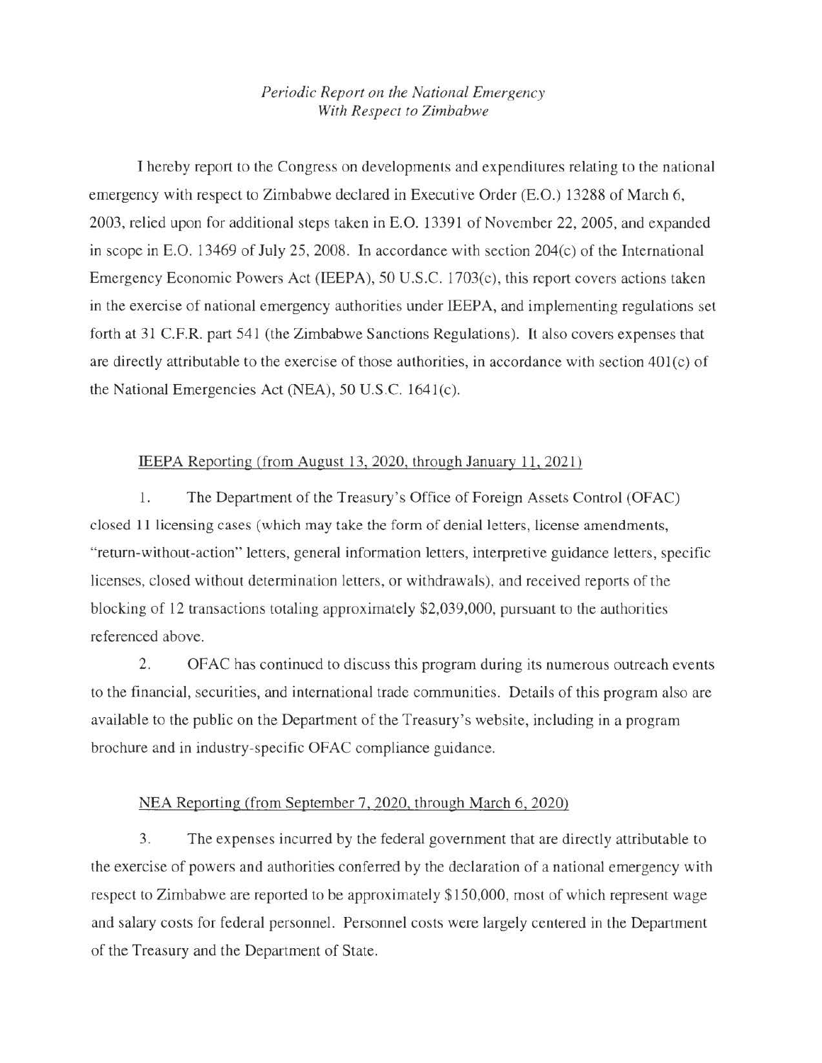*Periodic Report on the National Emergency*
*With Respect to Zimbabwe*

I hereby report to the Congress on developments and expenditures relating to the national emergency with respect to Zimbabwe declared in Executive Order (E.O.) 13288 of March 6, 2003, relied upon for additional steps taken in E.O. 13391 of November 22, 2005, and expanded in scope in E.O. 13469 of July 25, 2008. In accordance with section 204(c) of the International Emergency Economic Powers Act (IEEPA), 50 U.S.C. 1703(c), this report covers actions taken in the exercise of national emergency authorities under IEEPA, and implementing regulations set forth at 31 C.F.R. part 541 (the Zimbabwe Sanctions Regulations). It also covers expenses that are directly attributable to the exercise of those authorities, in accordance with section 401(c) of the National Emergencies Act (NEA), 50 U.S.C. 1641(c).

<u>IEEPA Reporting (from August 13, 2020, through January 11, 2021)</u>

1. The Department of the Treasury's Office of Foreign Assets Control (OFAC) closed 11 licensing cases (which may take the form of denial letters, license amendments, "return-without-action" letters, general information letters, interpretive guidance letters, specific licenses, closed without determination letters, or withdrawals), and received reports of the blocking of 12 transactions totaling approximately $2,039,000, pursuant to the authorities referenced above.

2. OFAC has continued to discuss this program during its numerous outreach events to the financial, securities, and international trade communities. Details of this program also are available to the public on the Department of the Treasury's website, including in a program brochure and in industry-specific OFAC compliance guidance.

<u>NEA Reporting (from September 7, 2020, through March 6, 2020)</u>

3. The expenses incurred by the federal government that are directly attributable to the exercise of powers and authorities conferred by the declaration of a national emergency with respect to Zimbabwe are reported to be approximately $150,000, most of which represent wage and salary costs for federal personnel. Personnel costs were largely centered in the Department of the Treasury and the Department of State.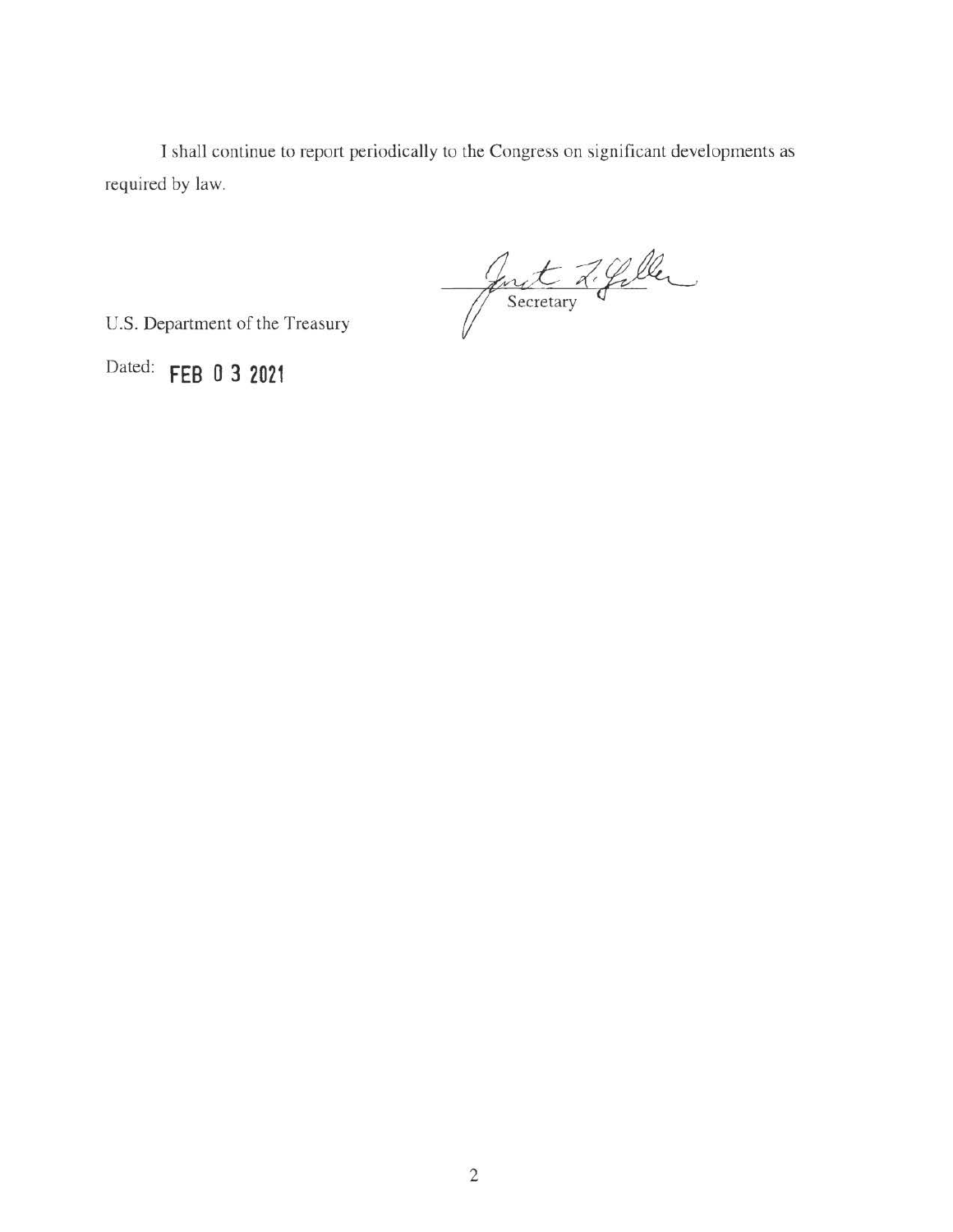I shall continue to report periodically to the Congress on significant developments as required by law.

Secretary

U.S. Department of the Treasury

Dated: **FEB 0 3 2021**